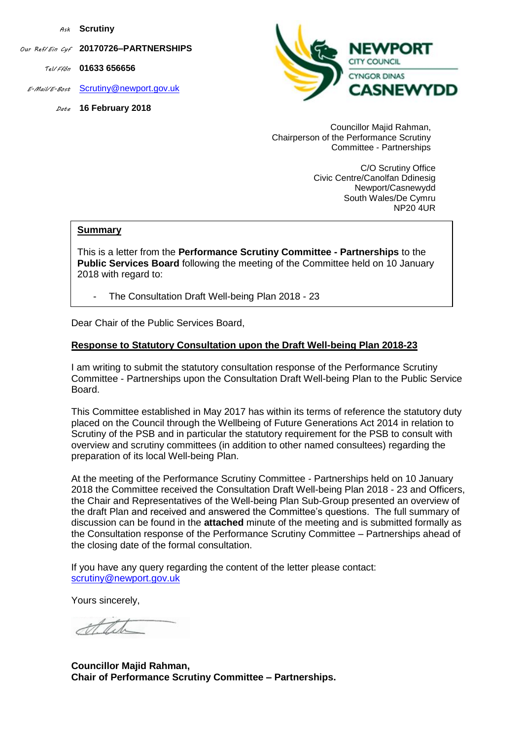Ask **Scrutiny**

Our Ref/Ein Cyf **20170726–PARTNERSHIPS**

Tel/Ffôn **01633 656656**

E-Mail/E-Bost [Scrutiny@newport.gov.uk](mailto:Scrutiny@newport.gov.uk)

Date **16 February 2018**

NEWPORT CITY COUNCIL
CYNGOR DINAS CASNEWYDD

Councillor Majid Rahman,
Chairperson of the Performance Scrutiny Committee - Partnerships

C/O Scrutiny Office
Civic Centre/Canolfan Ddinesig
Newport/Casnewydd
South Wales/De Cymru
NP20 4UR

**Summary**

This is a letter from the **Performance Scrutiny Committee - Partnerships** to the **Public Services Board** following the meeting of the Committee held on 10 January 2018 with regard to:

- The Consultation Draft Well-being Plan 2018 - 23

Dear Chair of the Public Services Board,

**Response to Statutory Consultation upon the Draft Well-being Plan 2018-23**

I am writing to submit the statutory consultation response of the Performance Scrutiny Committee - Partnerships upon the Consultation Draft Well-being Plan to the Public Service Board.

This Committee established in May 2017 has within its terms of reference the statutory duty placed on the Council through the Wellbeing of Future Generations Act 2014 in relation to Scrutiny of the PSB and in particular the statutory requirement for the PSB to consult with overview and scrutiny committees (in addition to other named consultees) regarding the preparation of its local Well-being Plan.

At the meeting of the Performance Scrutiny Committee - Partnerships held on 10 January 2018 the Committee received the Consultation Draft Well-being Plan 2018 - 23 and Officers, the Chair and Representatives of the Well-being Plan Sub-Group presented an overview of the draft Plan and received and answered the Committee's questions. The full summary of discussion can be found in the **attached** minute of the meeting and is submitted formally as the Consultation response of the Performance Scrutiny Committee – Partnerships ahead of the closing date of the formal consultation.

If you have any query regarding the content of the letter please contact: [scrutiny@newport.gov.uk](mailto:scrutiny@newport.gov.uk)

Yours sincerely,

**Councillor Majid Rahman,**
**Chair of Performance Scrutiny Committee – Partnerships.**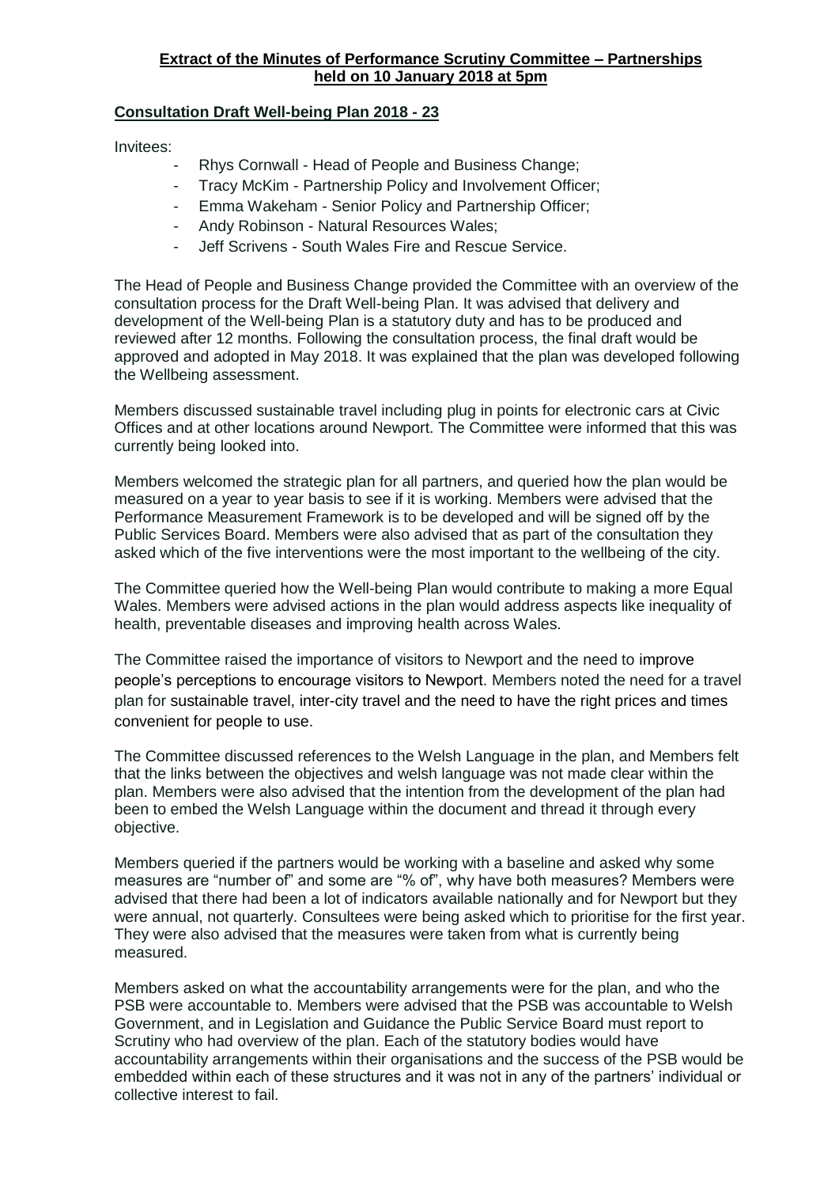**Extract of the Minutes of Performance Scrutiny Committee – Partnerships held on 10 January 2018 at 5pm**

**Consultation Draft Well-being Plan 2018 - 23**

Invitees:

- Rhys Cornwall - Head of People and Business Change;
- Tracy McKim - Partnership Policy and Involvement Officer;
- Emma Wakeham - Senior Policy and Partnership Officer;
- Andy Robinson - Natural Resources Wales;
- Jeff Scrivens - South Wales Fire and Rescue Service.

The Head of People and Business Change provided the Committee with an overview of the consultation process for the Draft Well-being Plan. It was advised that delivery and development of the Well-being Plan is a statutory duty and has to be produced and reviewed after 12 months. Following the consultation process, the final draft would be approved and adopted in May 2018. It was explained that the plan was developed following the Wellbeing assessment.

Members discussed sustainable travel including plug in points for electronic cars at Civic Offices and at other locations around Newport. The Committee were informed that this was currently being looked into.

Members welcomed the strategic plan for all partners, and queried how the plan would be measured on a year to year basis to see if it is working. Members were advised that the Performance Measurement Framework is to be developed and will be signed off by the Public Services Board. Members were also advised that as part of the consultation they asked which of the five interventions were the most important to the wellbeing of the city.

The Committee queried how the Well-being Plan would contribute to making a more Equal Wales. Members were advised actions in the plan would address aspects like inequality of health, preventable diseases and improving health across Wales.

The Committee raised the importance of visitors to Newport and the need to improve people's perceptions to encourage visitors to Newport. Members noted the need for a travel plan for sustainable travel, inter-city travel and the need to have the right prices and times convenient for people to use.

The Committee discussed references to the Welsh Language in the plan, and Members felt that the links between the objectives and welsh language was not made clear within the plan. Members were also advised that the intention from the development of the plan had been to embed the Welsh Language within the document and thread it through every objective.

Members queried if the partners would be working with a baseline and asked why some measures are "number of" and some are "% of", why have both measures? Members were advised that there had been a lot of indicators available nationally and for Newport but they were annual, not quarterly. Consultees were being asked which to prioritise for the first year. They were also advised that the measures were taken from what is currently being measured.

Members asked on what the accountability arrangements were for the plan, and who the PSB were accountable to. Members were advised that the PSB was accountable to Welsh Government, and in Legislation and Guidance the Public Service Board must report to Scrutiny who had overview of the plan. Each of the statutory bodies would have accountability arrangements within their organisations and the success of the PSB would be embedded within each of these structures and it was not in any of the partners' individual or collective interest to fail.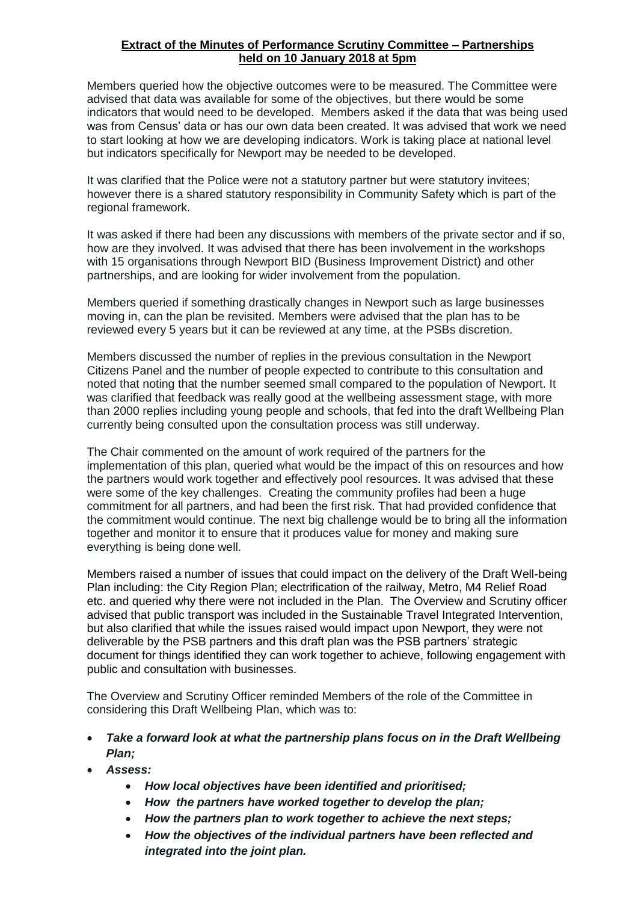**Extract of the Minutes of Performance Scrutiny Committee – Partnerships held on 10 January 2018 at 5pm**

Members queried how the objective outcomes were to be measured. The Committee were advised that data was available for some of the objectives, but there would be some indicators that would need to be developed. Members asked if the data that was being used was from Census' data or has our own data been created. It was advised that work we need to start looking at how we are developing indicators. Work is taking place at national level but indicators specifically for Newport may be needed to be developed.

It was clarified that the Police were not a statutory partner but were statutory invitees; however there is a shared statutory responsibility in Community Safety which is part of the regional framework.

It was asked if there had been any discussions with members of the private sector and if so, how are they involved. It was advised that there has been involvement in the workshops with 15 organisations through Newport BID (Business Improvement District) and other partnerships, and are looking for wider involvement from the population.

Members queried if something drastically changes in Newport such as large businesses moving in, can the plan be revisited. Members were advised that the plan has to be reviewed every 5 years but it can be reviewed at any time, at the PSBs discretion.

Members discussed the number of replies in the previous consultation in the Newport Citizens Panel and the number of people expected to contribute to this consultation and noted that noting that the number seemed small compared to the population of Newport. It was clarified that feedback was really good at the wellbeing assessment stage, with more than 2000 replies including young people and schools, that fed into the draft Wellbeing Plan currently being consulted upon the consultation process was still underway.

The Chair commented on the amount of work required of the partners for the implementation of this plan, queried what would be the impact of this on resources and how the partners would work together and effectively pool resources. It was advised that these were some of the key challenges. Creating the community profiles had been a huge commitment for all partners, and had been the first risk. That had provided confidence that the commitment would continue. The next big challenge would be to bring all the information together and monitor it to ensure that it produces value for money and making sure everything is being done well.

Members raised a number of issues that could impact on the delivery of the Draft Well-being Plan including: the City Region Plan; electrification of the railway, Metro, M4 Relief Road etc. and queried why there were not included in the Plan. The Overview and Scrutiny officer advised that public transport was included in the Sustainable Travel Integrated Intervention, but also clarified that while the issues raised would impact upon Newport, they were not deliverable by the PSB partners and this draft plan was the PSB partners' strategic document for things identified they can work together to achieve, following engagement with public and consultation with businesses.

The Overview and Scrutiny Officer reminded Members of the role of the Committee in considering this Draft Wellbeing Plan, which was to:

- ***Take a forward look at what the partnership plans focus on in the Draft Wellbeing Plan;***
- ***Assess:***
    - ***How local objectives have been identified and prioritised;***
    - ***How the partners have worked together to develop the plan;***
    - ***How the partners plan to work together to achieve the next steps;***
    - ***How the objectives of the individual partners have been reflected and integrated into the joint plan.***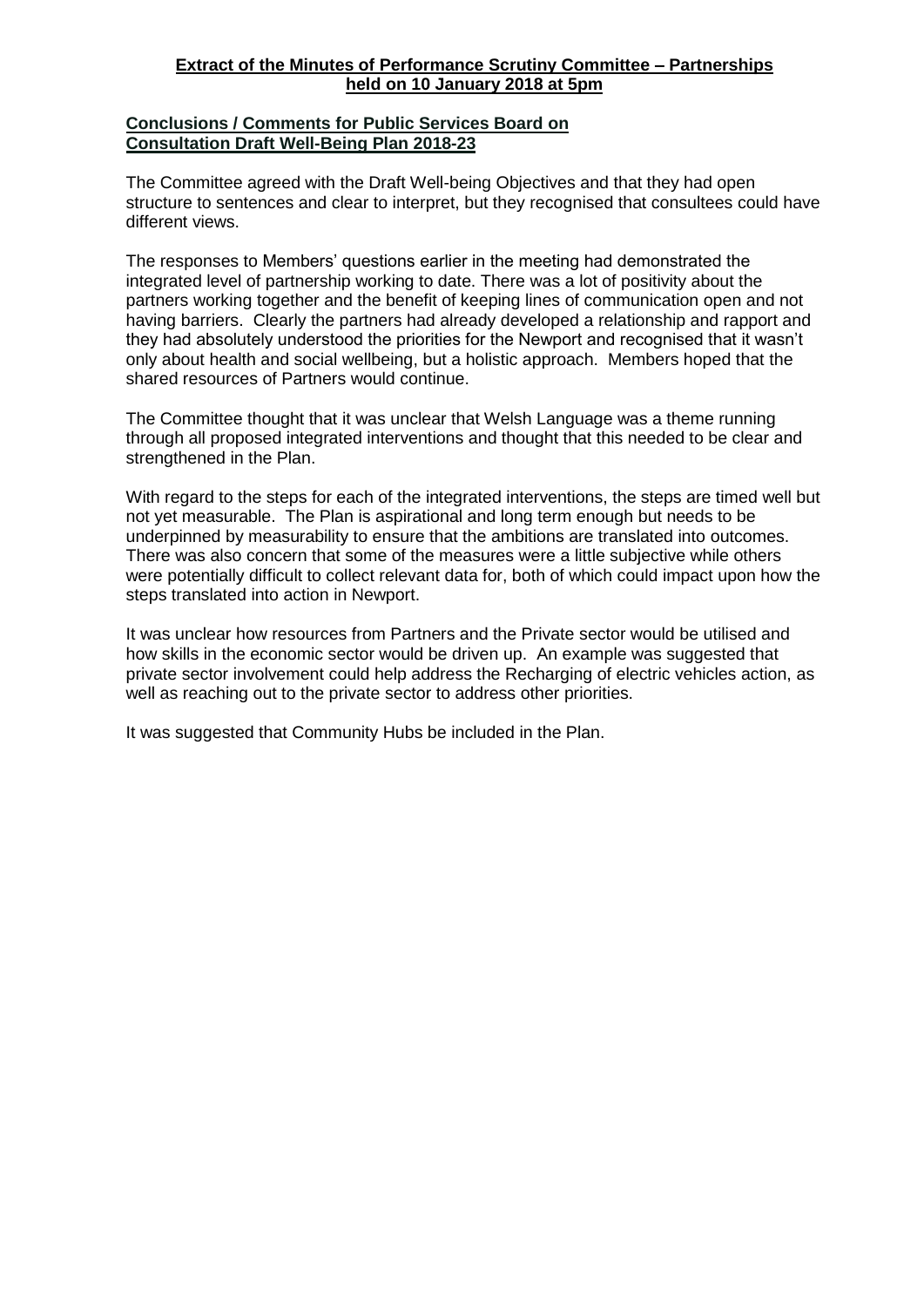**Extract of the Minutes of Performance Scrutiny Committee – Partnerships held on 10 January 2018 at 5pm**

**Conclusions / Comments for Public Services Board on Consultation Draft Well-Being Plan 2018-23**

The Committee agreed with the Draft Well-being Objectives and that they had open structure to sentences and clear to interpret, but they recognised that consultees could have different views.

The responses to Members' questions earlier in the meeting had demonstrated the integrated level of partnership working to date. There was a lot of positivity about the partners working together and the benefit of keeping lines of communication open and not having barriers. Clearly the partners had already developed a relationship and rapport and they had absolutely understood the priorities for the Newport and recognised that it wasn't only about health and social wellbeing, but a holistic approach. Members hoped that the shared resources of Partners would continue.

The Committee thought that it was unclear that Welsh Language was a theme running through all proposed integrated interventions and thought that this needed to be clear and strengthened in the Plan.

With regard to the steps for each of the integrated interventions, the steps are timed well but not yet measurable. The Plan is aspirational and long term enough but needs to be underpinned by measurability to ensure that the ambitions are translated into outcomes. There was also concern that some of the measures were a little subjective while others were potentially difficult to collect relevant data for, both of which could impact upon how the steps translated into action in Newport.

It was unclear how resources from Partners and the Private sector would be utilised and how skills in the economic sector would be driven up. An example was suggested that private sector involvement could help address the Recharging of electric vehicles action, as well as reaching out to the private sector to address other priorities.

It was suggested that Community Hubs be included in the Plan.